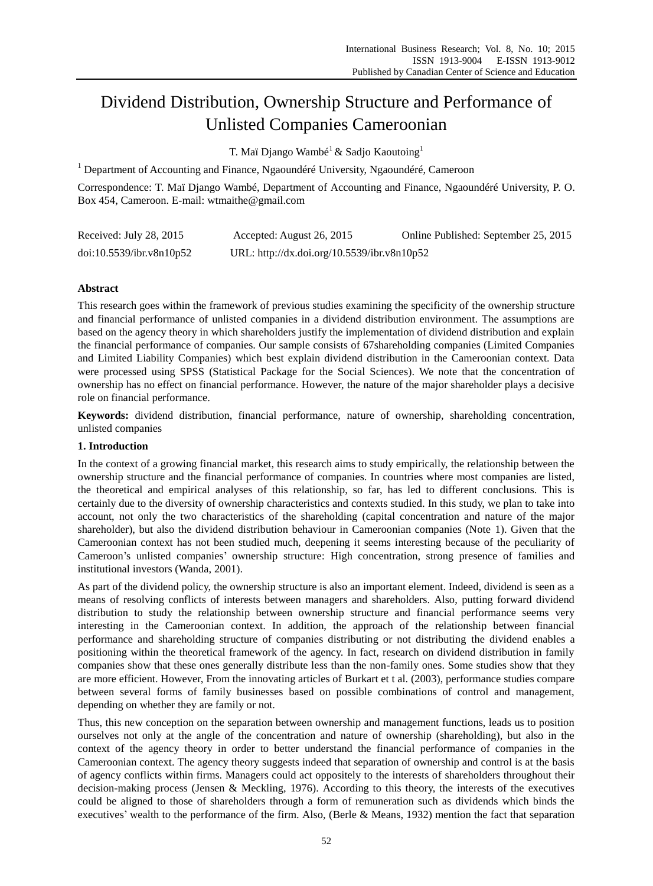# Dividend Distribution, Ownership Structure and Performance of Unlisted Companies Cameroonian

T. Maï Django Wambé[1] & Sadjo Kaoutoing[1]

[1] Department of Accounting and Finance, Ngaoundéré University, Ngaoundéré, Cameroon

Correspondence: T. Maï Django Wambé, Department of Accounting and Finance, Ngaoundéré University, P. O. Box 454, Cameroon. E-mail: wtmaithe@gmail.com

Received: July 28, 2015 Accepted: August 26, 2015 Online Published: September 25, 2015

doi:10.5539/ibr.v8n10p52 URL: http://dx.doi.org/10.5539/ibr.v8n10p52

## Abstract

This research goes within the framework of previous studies examining the specificity of the ownership structure and financial performance of unlisted companies in a dividend distribution environment. The assumptions are based on the agency theory in which shareholders justify the implementation of dividend distribution and explain the financial performance of companies. Our sample consists of 67shareholding companies (Limited Companies and Limited Liability Companies) which best explain dividend distribution in the Cameroonian context. Data were processed using SPSS (Statistical Package for the Social Sciences). We note that the concentration of ownership has no effect on financial performance. However, the nature of the major shareholder plays a decisive role on financial performance.

**Keywords:** dividend distribution, financial performance, nature of ownership, shareholding concentration, unlisted companies

## 1. Introduction

In the context of a growing financial market, this research aims to study empirically, the relationship between the ownership structure and the financial performance of companies. In countries where most companies are listed, the theoretical and empirical analyses of this relationship, so far, has led to different conclusions. This is certainly due to the diversity of ownership characteristics and contexts studied. In this study, we plan to take into account, not only the two characteristics of the shareholding (capital concentration and nature of the major shareholder), but also the dividend distribution behaviour in Cameroonian companies (Note 1). Given that the Cameroonian context has not been studied much, deepening it seems interesting because of the peculiarity of Cameroon's unlisted companies' ownership structure: High concentration, strong presence of families and institutional investors (Wanda, 2001).

As part of the dividend policy, the ownership structure is also an important element. Indeed, dividend is seen as a means of resolving conflicts of interests between managers and shareholders. Also, putting forward dividend distribution to study the relationship between ownership structure and financial performance seems very interesting in the Cameroonian context. In addition, the approach of the relationship between financial performance and shareholding structure of companies distributing or not distributing the dividend enables a positioning within the theoretical framework of the agency. In fact, research on dividend distribution in family companies show that these ones generally distribute less than the non-family ones. Some studies show that they are more efficient. However, From the innovating articles of Burkart et t al. (2003), performance studies compare between several forms of family businesses based on possible combinations of control and management, depending on whether they are family or not.

Thus, this new conception on the separation between ownership and management functions, leads us to position ourselves not only at the angle of the concentration and nature of ownership (shareholding), but also in the context of the agency theory in order to better understand the financial performance of companies in the Cameroonian context. The agency theory suggests indeed that separation of ownership and control is at the basis of agency conflicts within firms. Managers could act oppositely to the interests of shareholders throughout their decision-making process (Jensen & Meckling, 1976). According to this theory, the interests of the executives could be aligned to those of shareholders through a form of remuneration such as dividends which binds the executives' wealth to the performance of the firm. Also, (Berle & Means, 1932) mention the fact that separation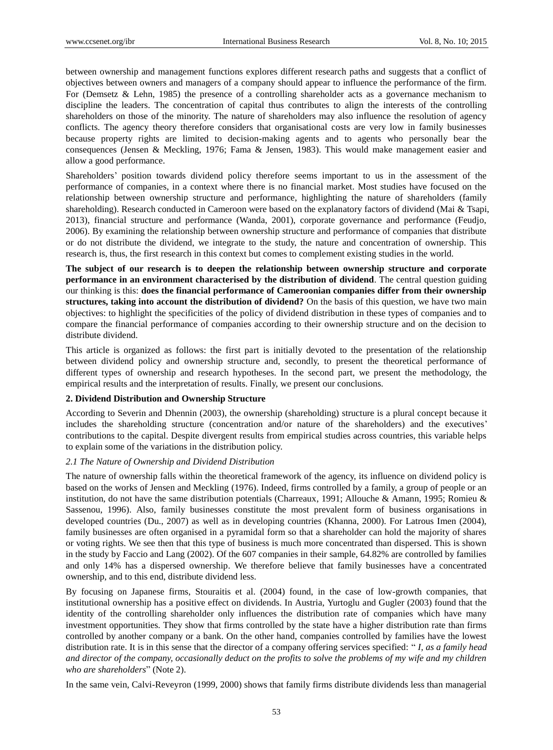between ownership and management functions explores different research paths and suggests that a conflict of objectives between owners and managers of a company should appear to influence the performance of the firm. For (Demsetz & Lehn, 1985) the presence of a controlling shareholder acts as a governance mechanism to discipline the leaders. The concentration of capital thus contributes to align the interests of the controlling shareholders on those of the minority. The nature of shareholders may also influence the resolution of agency conflicts. The agency theory therefore considers that organisational costs are very low in family businesses because property rights are limited to decision-making agents and to agents who personally bear the consequences (Jensen & Meckling, 1976; Fama & Jensen, 1983). This would make management easier and allow a good performance.

Shareholders' position towards dividend policy therefore seems important to us in the assessment of the performance of companies, in a context where there is no financial market. Most studies have focused on the relationship between ownership structure and performance, highlighting the nature of shareholders (family shareholding). Research conducted in Cameroon were based on the explanatory factors of dividend (Mai & Tsapi, 2013), financial structure and performance (Wanda, 2001), corporate governance and performance (Feudjo, 2006). By examining the relationship between ownership structure and performance of companies that distribute or do not distribute the dividend, we integrate to the study, the nature and concentration of ownership. This research is, thus, the first research in this context but comes to complement existing studies in the world.

**The subject of our research is to deepen the relationship between ownership structure and corporate performance in an environment characterised by the distribution of dividend**. The central question guiding our thinking is this: **does the financial performance of Cameroonian companies differ from their ownership structures, taking into account the distribution of dividend?** On the basis of this question, we have two main objectives: to highlight the specificities of the policy of dividend distribution in these types of companies and to compare the financial performance of companies according to their ownership structure and on the decision to distribute dividend.

This article is organized as follows: the first part is initially devoted to the presentation of the relationship between dividend policy and ownership structure and, secondly, to present the theoretical performance of different types of ownership and research hypotheses. In the second part, we present the methodology, the empirical results and the interpretation of results. Finally, we present our conclusions.

## 2. Dividend Distribution and Ownership Structure

According to Severin and Dhennin (2003), the ownership (shareholding) structure is a plural concept because it includes the shareholding structure (concentration and/or nature of the shareholders) and the executives' contributions to the capital. Despite divergent results from empirical studies across countries, this variable helps to explain some of the variations in the distribution policy.

### *2.1 The Nature of Ownership and Dividend Distribution*

The nature of ownership falls within the theoretical framework of the agency, its influence on dividend policy is based on the works of Jensen and Meckling (1976). Indeed, firms controlled by a family, a group of people or an institution, do not have the same distribution potentials (Charreaux, 1991; Allouche & Amann, 1995; Romieu & Sassenou, 1996). Also, family businesses constitute the most prevalent form of business organisations in developed countries (Du., 2007) as well as in developing countries (Khanna, 2000). For Latrous Imen (2004), family businesses are often organised in a pyramidal form so that a shareholder can hold the majority of shares or voting rights. We see then that this type of business is much more concentrated than dispersed. This is shown in the study by Faccio and Lang (2002). Of the 607 companies in their sample, 64.82% are controlled by families and only 14% has a dispersed ownership. We therefore believe that family businesses have a concentrated ownership, and to this end, distribute dividend less.

By focusing on Japanese firms, Stouraitis et al. (2004) found, in the case of low-growth companies, that institutional ownership has a positive effect on dividends. In Austria, Yurtoglu and Gugler (2003) found that the identity of the controlling shareholder only influences the distribution rate of companies which have many investment opportunities. They show that firms controlled by the state have a higher distribution rate than firms controlled by another company or a bank. On the other hand, companies controlled by families have the lowest distribution rate. It is in this sense that the director of a company offering services specified: "*I, as a family head and director of the company, occasionally deduct on the profits to solve the problems of my wife and my children who are shareholders*" (Note 2).

In the same vein, Calvi-Reveyron (1999, 2000) shows that family firms distribute dividends less than managerial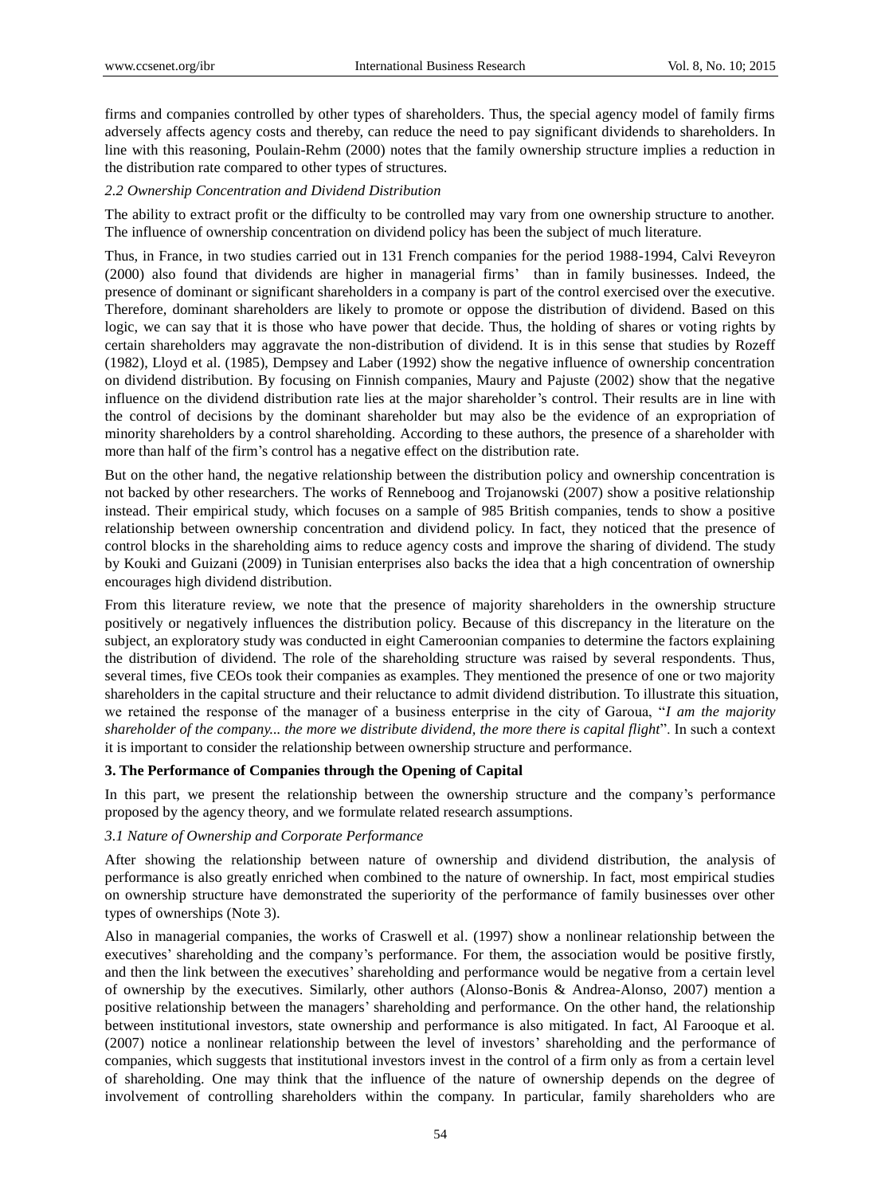firms and companies controlled by other types of shareholders. Thus, the special agency model of family firms adversely affects agency costs and thereby, can reduce the need to pay significant dividends to shareholders. In line with this reasoning, Poulain-Rehm (2000) notes that the family ownership structure implies a reduction in the distribution rate compared to other types of structures.

### *2.2 Ownership Concentration and Dividend Distribution*

The ability to extract profit or the difficulty to be controlled may vary from one ownership structure to another. The influence of ownership concentration on dividend policy has been the subject of much literature.

Thus, in France, in two studies carried out in 131 French companies for the period 1988-1994, Calvi Reveyron (2000) also found that dividends are higher in managerial firms' than in family businesses. Indeed, the presence of dominant or significant shareholders in a company is part of the control exercised over the executive. Therefore, dominant shareholders are likely to promote or oppose the distribution of dividend. Based on this logic, we can say that it is those who have power that decide. Thus, the holding of shares or voting rights by certain shareholders may aggravate the non-distribution of dividend. It is in this sense that studies by Rozeff (1982), Lloyd et al. (1985), Dempsey and Laber (1992) show the negative influence of ownership concentration on dividend distribution. By focusing on Finnish companies, Maury and Pajuste (2002) show that the negative influence on the dividend distribution rate lies at the major shareholder's control. Their results are in line with the control of decisions by the dominant shareholder but may also be the evidence of an expropriation of minority shareholders by a control shareholding. According to these authors, the presence of a shareholder with more than half of the firm's control has a negative effect on the distribution rate.

But on the other hand, the negative relationship between the distribution policy and ownership concentration is not backed by other researchers. The works of Renneboog and Trojanowski (2007) show a positive relationship instead. Their empirical study, which focuses on a sample of 985 British companies, tends to show a positive relationship between ownership concentration and dividend policy. In fact, they noticed that the presence of control blocks in the shareholding aims to reduce agency costs and improve the sharing of dividend. The study by Kouki and Guizani (2009) in Tunisian enterprises also backs the idea that a high concentration of ownership encourages high dividend distribution.

From this literature review, we note that the presence of majority shareholders in the ownership structure positively or negatively influences the distribution policy. Because of this discrepancy in the literature on the subject, an exploratory study was conducted in eight Cameroonian companies to determine the factors explaining the distribution of dividend. The role of the shareholding structure was raised by several respondents. Thus, several times, five CEOs took their companies as examples. They mentioned the presence of one or two majority shareholders in the capital structure and their reluctance to admit dividend distribution. To illustrate this situation, we retained the response of the manager of a business enterprise in the city of Garoua, "*I am the majority shareholder of the company... the more we distribute dividend, the more there is capital flight*". In such a context it is important to consider the relationship between ownership structure and performance.

## **3. The Performance of Companies through the Opening of Capital**

In this part, we present the relationship between the ownership structure and the company's performance proposed by the agency theory, and we formulate related research assumptions.

### *3.1 Nature of Ownership and Corporate Performance*

After showing the relationship between nature of ownership and dividend distribution, the analysis of performance is also greatly enriched when combined to the nature of ownership. In fact, most empirical studies on ownership structure have demonstrated the superiority of the performance of family businesses over other types of ownerships (Note 3).

Also in managerial companies, the works of Craswell et al. (1997) show a nonlinear relationship between the executives' shareholding and the company's performance. For them, the association would be positive firstly, and then the link between the executives' shareholding and performance would be negative from a certain level of ownership by the executives. Similarly, other authors (Alonso-Bonis & Andrea-Alonso, 2007) mention a positive relationship between the managers' shareholding and performance. On the other hand, the relationship between institutional investors, state ownership and performance is also mitigated. In fact, Al Farooque et al. (2007) notice a nonlinear relationship between the level of investors' shareholding and the performance of companies, which suggests that institutional investors invest in the control of a firm only as from a certain level of shareholding. One may think that the influence of the nature of ownership depends on the degree of involvement of controlling shareholders within the company. In particular, family shareholders who are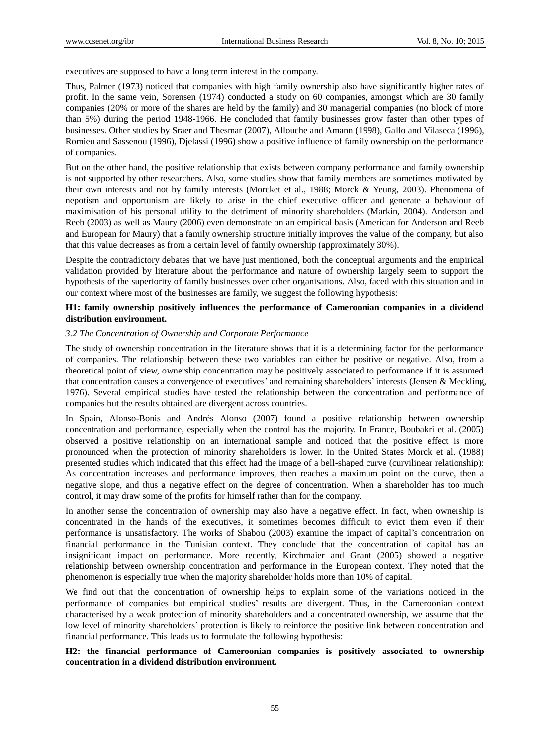executives are supposed to have a long term interest in the company.

Thus, Palmer (1973) noticed that companies with high family ownership also have significantly higher rates of profit. In the same vein, Sorensen (1974) conducted a study on 60 companies, amongst which are 30 family companies (20% or more of the shares are held by the family) and 30 managerial companies (no block of more than 5%) during the period 1948-1966. He concluded that family businesses grow faster than other types of businesses. Other studies by Sraer and Thesmar (2007), Allouche and Amann (1998), Gallo and Vilaseca (1996), Romieu and Sassenou (1996), Djelassi (1996) show a positive influence of family ownership on the performance of companies.

But on the other hand, the positive relationship that exists between company performance and family ownership is not supported by other researchers. Also, some studies show that family members are sometimes motivated by their own interests and not by family interests (Morcket et al., 1988; Morck & Yeung, 2003). Phenomena of nepotism and opportunism are likely to arise in the chief executive officer and generate a behaviour of maximisation of his personal utility to the detriment of minority shareholders (Markin, 2004). Anderson and Reeb (2003) as well as Maury (2006) even demonstrate on an empirical basis (American for Anderson and Reeb and European for Maury) that a family ownership structure initially improves the value of the company, but also that this value decreases as from a certain level of family ownership (approximately 30%).

Despite the contradictory debates that we have just mentioned, both the conceptual arguments and the empirical validation provided by literature about the performance and nature of ownership largely seem to support the hypothesis of the superiority of family businesses over other organisations. Also, faced with this situation and in our context where most of the businesses are family, we suggest the following hypothesis:

**H1: family ownership positively influences the performance of Cameroonian companies in a dividend distribution environment.**

### *3.2 The Concentration of Ownership and Corporate Performance*

The study of ownership concentration in the literature shows that it is a determining factor for the performance of companies. The relationship between these two variables can either be positive or negative. Also, from a theoretical point of view, ownership concentration may be positively associated to performance if it is assumed that concentration causes a convergence of executives' and remaining shareholders' interests (Jensen & Meckling, 1976). Several empirical studies have tested the relationship between the concentration and performance of companies but the results obtained are divergent across countries.

In Spain, Alonso-Bonis and Andrés Alonso (2007) found a positive relationship between ownership concentration and performance, especially when the control has the majority. In France, Boubakri et al. (2005) observed a positive relationship on an international sample and noticed that the positive effect is more pronounced when the protection of minority shareholders is lower. In the United States Morck et al. (1988) presented studies which indicated that this effect had the image of a bell-shaped curve (curvilinear relationship): As concentration increases and performance improves, then reaches a maximum point on the curve, then a negative slope, and thus a negative effect on the degree of concentration. When a shareholder has too much control, it may draw some of the profits for himself rather than for the company.

In another sense the concentration of ownership may also have a negative effect. In fact, when ownership is concentrated in the hands of the executives, it sometimes becomes difficult to evict them even if their performance is unsatisfactory. The works of Shabou (2003) examine the impact of capital's concentration on financial performance in the Tunisian context. They conclude that the concentration of capital has an insignificant impact on performance. More recently, Kirchmaier and Grant (2005) showed a negative relationship between ownership concentration and performance in the European context. They noted that the phenomenon is especially true when the majority shareholder holds more than 10% of capital.

We find out that the concentration of ownership helps to explain some of the variations noticed in the performance of companies but empirical studies' results are divergent. Thus, in the Cameroonian context characterised by a weak protection of minority shareholders and a concentrated ownership, we assume that the low level of minority shareholders' protection is likely to reinforce the positive link between concentration and financial performance. This leads us to formulate the following hypothesis:

**H2: the financial performance of Cameroonian companies is positively associated to ownership concentration in a dividend distribution environment.**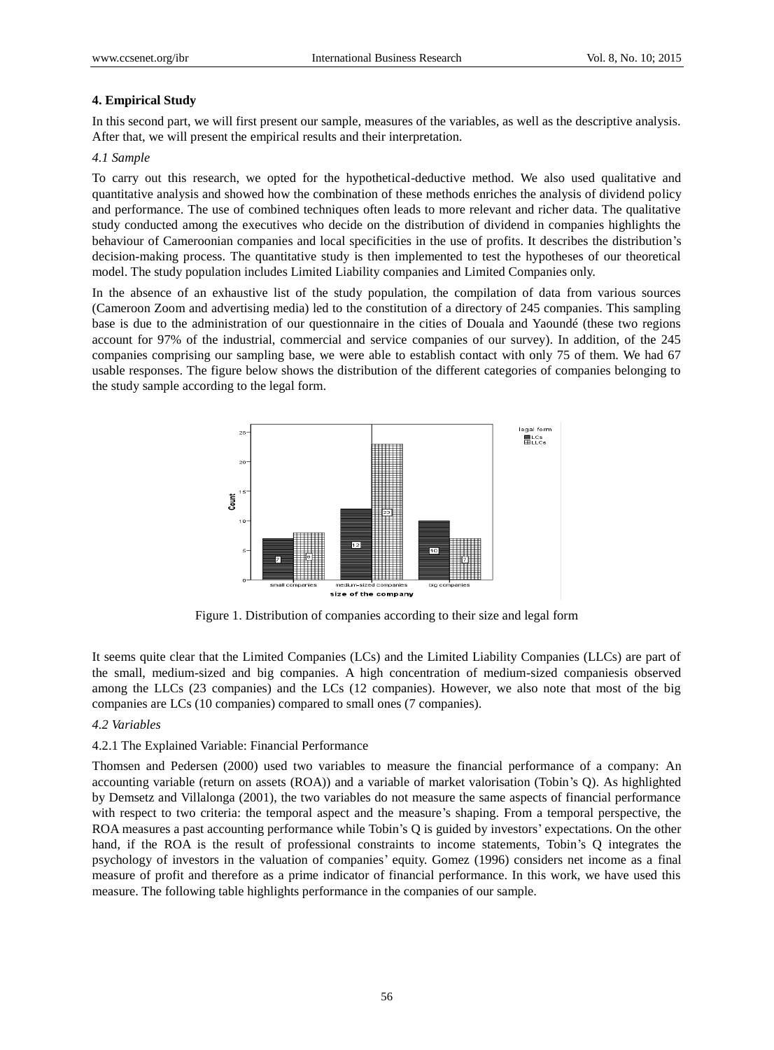### 4. Empirical Study

In this second part, we will first present our sample, measures of the variables, as well as the descriptive analysis. After that, we will present the empirical results and their interpretation.

#### *4.1 Sample*

To carry out this research, we opted for the hypothetical-deductive method. We also used qualitative and quantitative analysis and showed how the combination of these methods enriches the analysis of dividend policy and performance. The use of combined techniques often leads to more relevant and richer data. The qualitative study conducted among the executives who decide on the distribution of dividend in companies highlights the behaviour of Cameroonian companies and local specificities in the use of profits. It describes the distribution's decision-making process. The quantitative study is then implemented to test the hypotheses of our theoretical model. The study population includes Limited Liability companies and Limited Companies only.

In the absence of an exhaustive list of the study population, the compilation of data from various sources (Cameroon Zoom and advertising media) led to the constitution of a directory of 245 companies. This sampling base is due to the administration of our questionnaire in the cities of Douala and Yaoundé (these two regions account for 97% of the industrial, commercial and service companies of our survey). In addition, of the 245 companies comprising our sampling base, we were able to establish contact with only 75 of them. We had 67 usable responses. The figure below shows the distribution of the different categories of companies belonging to the study sample according to the legal form.

| size of the company | LCs | LLCs |
|---|---|---|
| small companies | 7 | 8 |
| medium-sized companies | 12 | 23 |
| big companies | 10 | 7 |

Figure 1. Distribution of companies according to their size and legal form

It seems quite clear that the Limited Companies (LCs) and the Limited Liability Companies (LLCs) are part of the small, medium-sized and big companies. A high concentration of medium-sized companiesis observed among the LLCs (23 companies) and the LCs (12 companies). However, we also note that most of the big companies are LCs (10 companies) compared to small ones (7 companies).

#### *4.2 Variables*

4.2.1 The Explained Variable: Financial Performance

Thomsen and Pedersen (2000) used two variables to measure the financial performance of a company: An accounting variable (return on assets (ROA)) and a variable of market valorisation (Tobin's Q). As highlighted by Demsetz and Villalonga (2001), the two variables do not measure the same aspects of financial performance with respect to two criteria: the temporal aspect and the measure's shaping. From a temporal perspective, the ROA measures a past accounting performance while Tobin's Q is guided by investors' expectations. On the other hand, if the ROA is the result of professional constraints to income statements, Tobin's Q integrates the psychology of investors in the valuation of companies' equity. Gomez (1996) considers net income as a final measure of profit and therefore as a prime indicator of financial performance. In this work, we have used this measure. The following table highlights performance in the companies of our sample.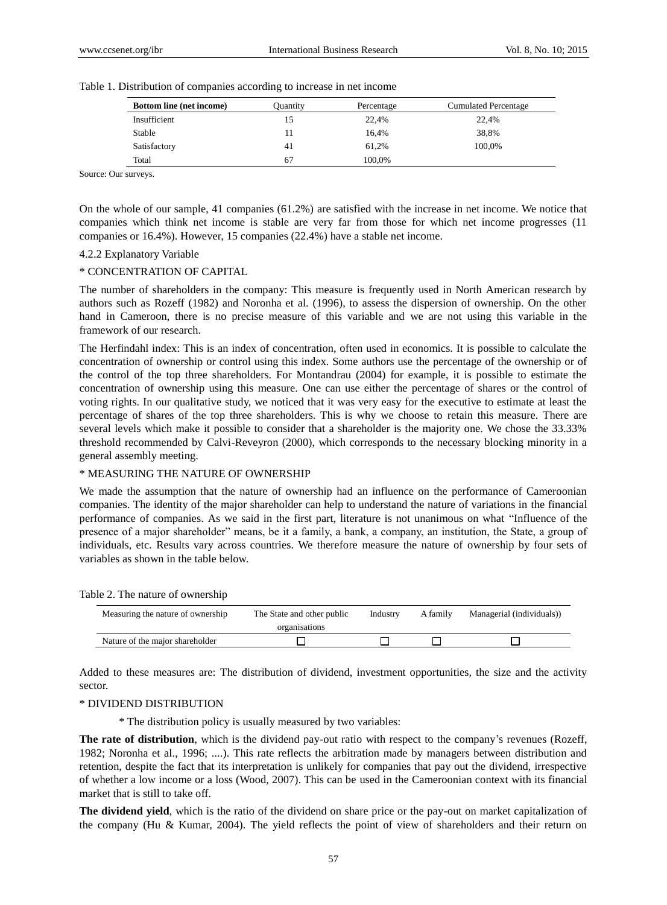Table 1. Distribution of companies according to increase in net income

| Bottom line (net income) | Quantity | Percentage | Cumulated Percentage |
|---|---|---|---|
| Insufficient | 15 | 22,4% | 22,4% |
| Stable | 11 | 16,4% | 38,8% |
| Satisfactory | 41 | 61,2% | 100,0% |
| Total | 67 | 100,0% | |

Source: Our surveys.

On the whole of our sample, 41 companies (61.2%) are satisfied with the increase in net income. We notice that companies which think net income is stable are very far from those for which net income progresses (11 companies or 16.4%). However, 15 companies (22.4%) have a stable net income.

4.2.2 Explanatory Variable

* CONCENTRATION OF CAPITAL

The number of shareholders in the company: This measure is frequently used in North American research by authors such as Rozeff (1982) and Noronha et al. (1996), to assess the dispersion of ownership. On the other hand in Cameroon, there is no precise measure of this variable and we are not using this variable in the framework of our research.

The Herfindahl index: This is an index of concentration, often used in economics. It is possible to calculate the concentration of ownership or control using this index. Some authors use the percentage of the ownership or of the control of the top three shareholders. For Montandrau (2004) for example, it is possible to estimate the concentration of ownership using this measure. One can use either the percentage of shares or the control of voting rights. In our qualitative study, we noticed that it was very easy for the executive to estimate at least the percentage of shares of the top three shareholders. This is why we choose to retain this measure. There are several levels which make it possible to consider that a shareholder is the majority one. We chose the 33.33% threshold recommended by Calvi-Reveyron (2000), which corresponds to the necessary blocking minority in a general assembly meeting.

* MEASURING THE NATURE OF OWNERSHIP

We made the assumption that the nature of ownership had an influence on the performance of Cameroonian companies. The identity of the major shareholder can help to understand the nature of variations in the financial performance of companies. As we said in the first part, literature is not unanimous on what "Influence of the presence of a major shareholder" means, be it a family, a bank, a company, an institution, the State, a group of individuals, etc. Results vary across countries. We therefore measure the nature of ownership by four sets of variables as shown in the table below.

Table 2. The nature of ownership

| Measuring the nature of ownership | The State and other public organisations | Industry | A family | Managerial (individuals)) |
|---|---|---|---|---|
| Nature of the major shareholder | ☐ | ☐ | ☐ | ☐ |

Added to these measures are: The distribution of dividend, investment opportunities, the size and the activity sector.

* DIVIDEND DISTRIBUTION

* The distribution policy is usually measured by two variables:

**The rate of distribution**, which is the dividend pay-out ratio with respect to the company's revenues (Rozeff, 1982; Noronha et al., 1996; ....). This rate reflects the arbitration made by managers between distribution and retention, despite the fact that its interpretation is unlikely for companies that pay out the dividend, irrespective of whether a low income or a loss (Wood, 2007). This can be used in the Cameroonian context with its financial market that is still to take off.

**The dividend yield**, which is the ratio of the dividend on share price or the pay-out on market capitalization of the company (Hu & Kumar, 2004). The yield reflects the point of view of shareholders and their return on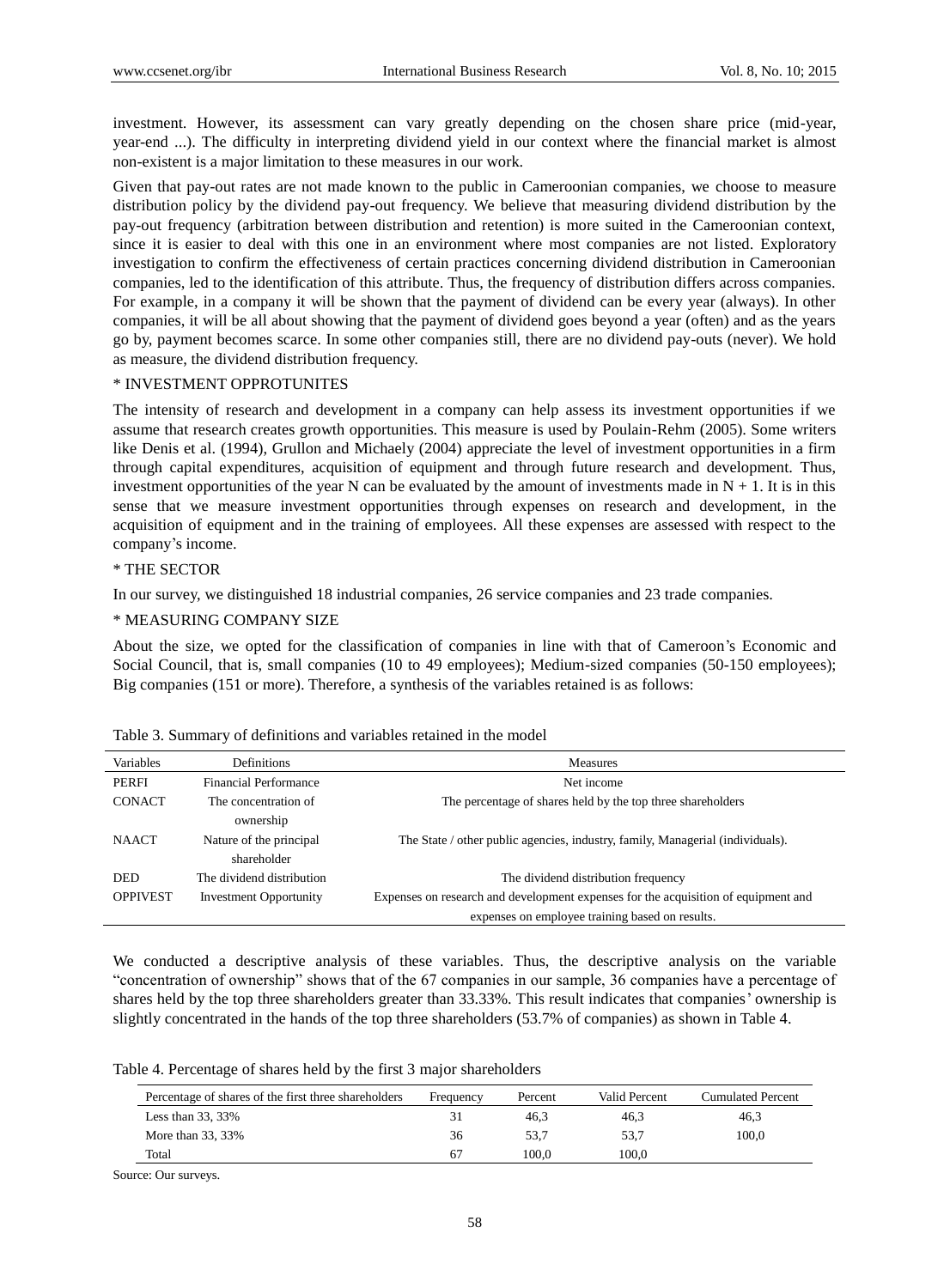investment. However, its assessment can vary greatly depending on the chosen share price (mid-year, year-end ...). The difficulty in interpreting dividend yield in our context where the financial market is almost non-existent is a major limitation to these measures in our work.

Given that pay-out rates are not made known to the public in Cameroonian companies, we choose to measure distribution policy by the dividend pay-out frequency. We believe that measuring dividend distribution by the pay-out frequency (arbitration between distribution and retention) is more suited in the Cameroonian context, since it is easier to deal with this one in an environment where most companies are not listed. Exploratory investigation to confirm the effectiveness of certain practices concerning dividend distribution in Cameroonian companies, led to the identification of this attribute. Thus, the frequency of distribution differs across companies. For example, in a company it will be shown that the payment of dividend can be every year (always). In other companies, it will be all about showing that the payment of dividend goes beyond a year (often) and as the years go by, payment becomes scarce. In some other companies still, there are no dividend pay-outs (never). We hold as measure, the dividend distribution frequency.

\* INVESTMENT OPPROTUNITES

The intensity of research and development in a company can help assess its investment opportunities if we assume that research creates growth opportunities. This measure is used by Poulain-Rehm (2005). Some writers like Denis et al. (1994), Grullon and Michaely (2004) appreciate the level of investment opportunities in a firm through capital expenditures, acquisition of equipment and through future research and development. Thus, investment opportunities of the year N can be evaluated by the amount of investments made in N + 1. It is in this sense that we measure investment opportunities through expenses on research and development, in the acquisition of equipment and in the training of employees. All these expenses are assessed with respect to the company's income.

\* THE SECTOR

In our survey, we distinguished 18 industrial companies, 26 service companies and 23 trade companies.

\* MEASURING COMPANY SIZE

About the size, we opted for the classification of companies in line with that of Cameroon's Economic and Social Council, that is, small companies (10 to 49 employees); Medium-sized companies (50-150 employees); Big companies (151 or more). Therefore, a synthesis of the variables retained is as follows:

Table 3. Summary of definitions and variables retained in the model

| Variables | Definitions | Measures |
|---|---|---|
| PERFI | Financial Performance | Net income |
| CONACT | The concentration of ownership | The percentage of shares held by the top three shareholders |
| NAACT | Nature of the principal shareholder | The State / other public agencies, industry, family, Managerial (individuals). |
| DED | The dividend distribution | The dividend distribution frequency |
| OPPIVEST | Investment Opportunity | Expenses on research and development expenses for the acquisition of equipment and expenses on employee training based on results. |

We conducted a descriptive analysis of these variables. Thus, the descriptive analysis on the variable "concentration of ownership" shows that of the 67 companies in our sample, 36 companies have a percentage of shares held by the top three shareholders greater than 33.33%. This result indicates that companies' ownership is slightly concentrated in the hands of the top three shareholders (53.7% of companies) as shown in Table 4.

Table 4. Percentage of shares held by the first 3 major shareholders

| Percentage of shares of the first three shareholders | Frequency | Percent | Valid Percent | Cumulated Percent |
|---|---|---|---|---|
| Less than 33, 33% | 31 | 46,3 | 46,3 | 46,3 |
| More than 33, 33% | 36 | 53,7 | 53,7 | 100,0 |
| Total | 67 | 100,0 | 100,0 | |

Source: Our surveys.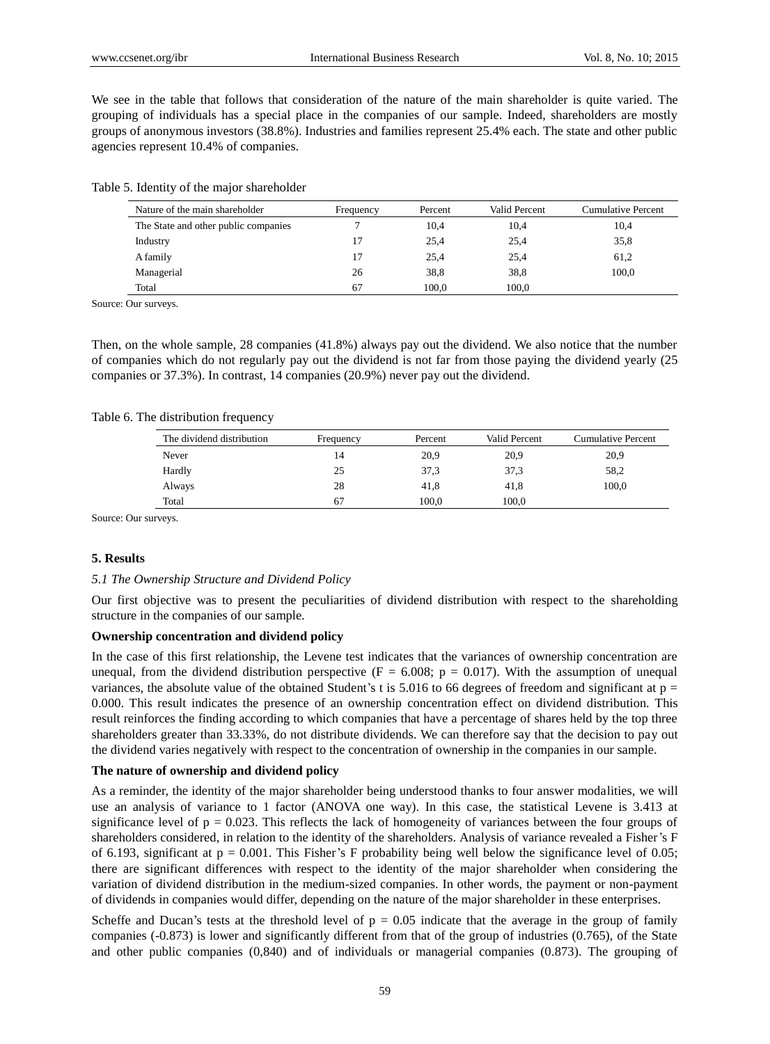We see in the table that follows that consideration of the nature of the main shareholder is quite varied. The grouping of individuals has a special place in the companies of our sample. Indeed, shareholders are mostly groups of anonymous investors (38.8%). Industries and families represent 25.4% each. The state and other public agencies represent 10.4% of companies.

Table 5. Identity of the major shareholder

| Nature of the main shareholder | Frequency | Percent | Valid Percent | Cumulative Percent |
|---|---|---|---|---|
| The State and other public companies | 7 | 10,4 | 10,4 | 10,4 |
| Industry | 17 | 25,4 | 25,4 | 35,8 |
| A family | 17 | 25,4 | 25,4 | 61,2 |
| Managerial | 26 | 38,8 | 38,8 | 100,0 |
| Total | 67 | 100,0 | 100,0 | |

Source: Our surveys.

Then, on the whole sample, 28 companies (41.8%) always pay out the dividend. We also notice that the number of companies which do not regularly pay out the dividend is not far from those paying the dividend yearly (25 companies or 37.3%). In contrast, 14 companies (20.9%) never pay out the dividend.

Table 6. The distribution frequency

| The dividend distribution | Frequency | Percent | Valid Percent | Cumulative Percent |
|---|---|---|---|---|
| Never | 14 | 20,9 | 20,9 | 20,9 |
| Hardly | 25 | 37,3 | 37,3 | 58,2 |
| Always | 28 | 41,8 | 41,8 | 100,0 |
| Total | 67 | 100,0 | 100,0 | |

Source: Our surveys.

## 5. Results

### *5.1 The Ownership Structure and Dividend Policy*

Our first objective was to present the peculiarities of dividend distribution with respect to the shareholding structure in the companies of our sample.

**Ownership concentration and dividend policy**

In the case of this first relationship, the Levene test indicates that the variances of ownership concentration are unequal, from the dividend distribution perspective ($F = 6.008$; $p = 0.017$). With the assumption of unequal variances, the absolute value of the obtained Student's t is 5.016 to 66 degrees of freedom and significant at $p = 0.000$. This result indicates the presence of an ownership concentration effect on dividend distribution. This result reinforces the finding according to which companies that have a percentage of shares held by the top three shareholders greater than 33.33%, do not distribute dividends. We can therefore say that the decision to pay out the dividend varies negatively with respect to the concentration of ownership in the companies in our sample.

**The nature of ownership and dividend policy**

As a reminder, the identity of the major shareholder being understood thanks to four answer modalities, we will use an analysis of variance to 1 factor (ANOVA one way). In this case, the statistical Levene is 3.413 at significance level of $p = 0.023$. This reflects the lack of homogeneity of variances between the four groups of shareholders considered, in relation to the identity of the shareholders. Analysis of variance revealed a Fisher's F of 6.193, significant at $p = 0.001$. This Fisher's F probability being well below the significance level of 0.05; there are significant differences with respect to the identity of the major shareholder when considering the variation of dividend distribution in the medium-sized companies. In other words, the payment or non-payment of dividends in companies would differ, depending on the nature of the major shareholder in these enterprises.

Scheffe and Ducan's tests at the threshold level of $p = 0.05$ indicate that the average in the group of family companies (-0.873) is lower and significantly different from that of the group of industries (0.765), of the State and other public companies (0,840) and of individuals or managerial companies (0.873). The grouping of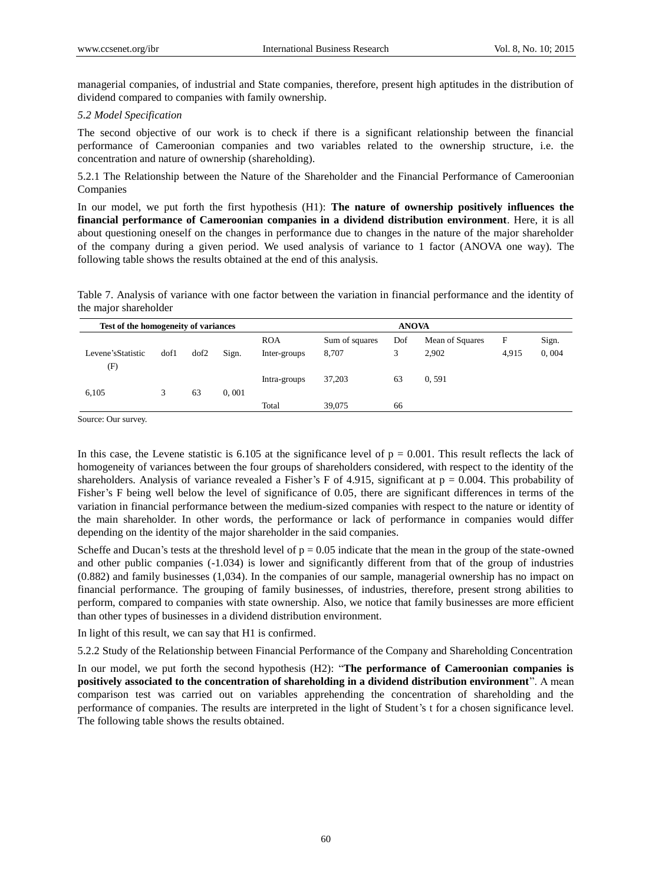managerial companies, of industrial and State companies, therefore, present high aptitudes in the distribution of dividend compared to companies with family ownership.

### *5.2 Model Specification*

The second objective of our work is to check if there is a significant relationship between the financial performance of Cameroonian companies and two variables related to the ownership structure, i.e. the concentration and nature of ownership (shareholding).

#### 5.2.1 The Relationship between the Nature of the Shareholder and the Financial Performance of Cameroonian Companies

In our model, we put forth the first hypothesis (H1): **The nature of ownership positively influences the financial performance of Cameroonian companies in a dividend distribution environment**. Here, it is all about questioning oneself on the changes in performance due to changes in the nature of the major shareholder of the company during a given period. We used analysis of variance to 1 factor (ANOVA one way). The following table shows the results obtained at the end of this analysis.

Table 7. Analysis of variance with one factor between the variation in financial performance and the identity of the major shareholder

| Test of the homogeneity of variances | | | | ANOVA | | | | | |
|---|---|---|---|---|---|---|---|---|---|
| | | | | ROA | Sum of squares | Dof | Mean of Squares | F | Sign. |
| Levene'sStatistic (F) | dof1 | dof2 | Sign. | Inter-groups | 8,707 | 3 | 2,902 | 4,915 | 0, 004 |
| | | | | Intra-groups | 37,203 | 63 | 0, 591 | | |
| 6,105 | 3 | 63 | 0, 001 | | | | | | |
| | | | | Total | 39,075 | 66 | | | |

Source: Our survey.

In this case, the Levene statistic is 6.105 at the significance level of $p = 0.001$. This result reflects the lack of homogeneity of variances between the four groups of shareholders considered, with respect to the identity of the shareholders. Analysis of variance revealed a Fisher's F of 4.915, significant at $p = 0.004$. This probability of Fisher's F being well below the level of significance of 0.05, there are significant differences in terms of the variation in financial performance between the medium-sized companies with respect to the nature or identity of the main shareholder. In other words, the performance or lack of performance in companies would differ depending on the identity of the major shareholder in the said companies.

Scheffe and Ducan's tests at the threshold level of $p = 0.05$ indicate that the mean in the group of the state-owned and other public companies (-1.034) is lower and significantly different from that of the group of industries (0.882) and family businesses (1,034). In the companies of our sample, managerial ownership has no impact on financial performance. The grouping of family businesses, of industries, therefore, present strong abilities to perform, compared to companies with state ownership. Also, we notice that family businesses are more efficient than other types of businesses in a dividend distribution environment.

In light of this result, we can say that H1 is confirmed.

#### 5.2.2 Study of the Relationship between Financial Performance of the Company and Shareholding Concentration

In our model, we put forth the second hypothesis (H2): "**The performance of Cameroonian companies is positively associated to the concentration of shareholding in a dividend distribution environment**". A mean comparison test was carried out on variables apprehending the concentration of shareholding and the performance of companies. The results are interpreted in the light of Student's t for a chosen significance level. The following table shows the results obtained.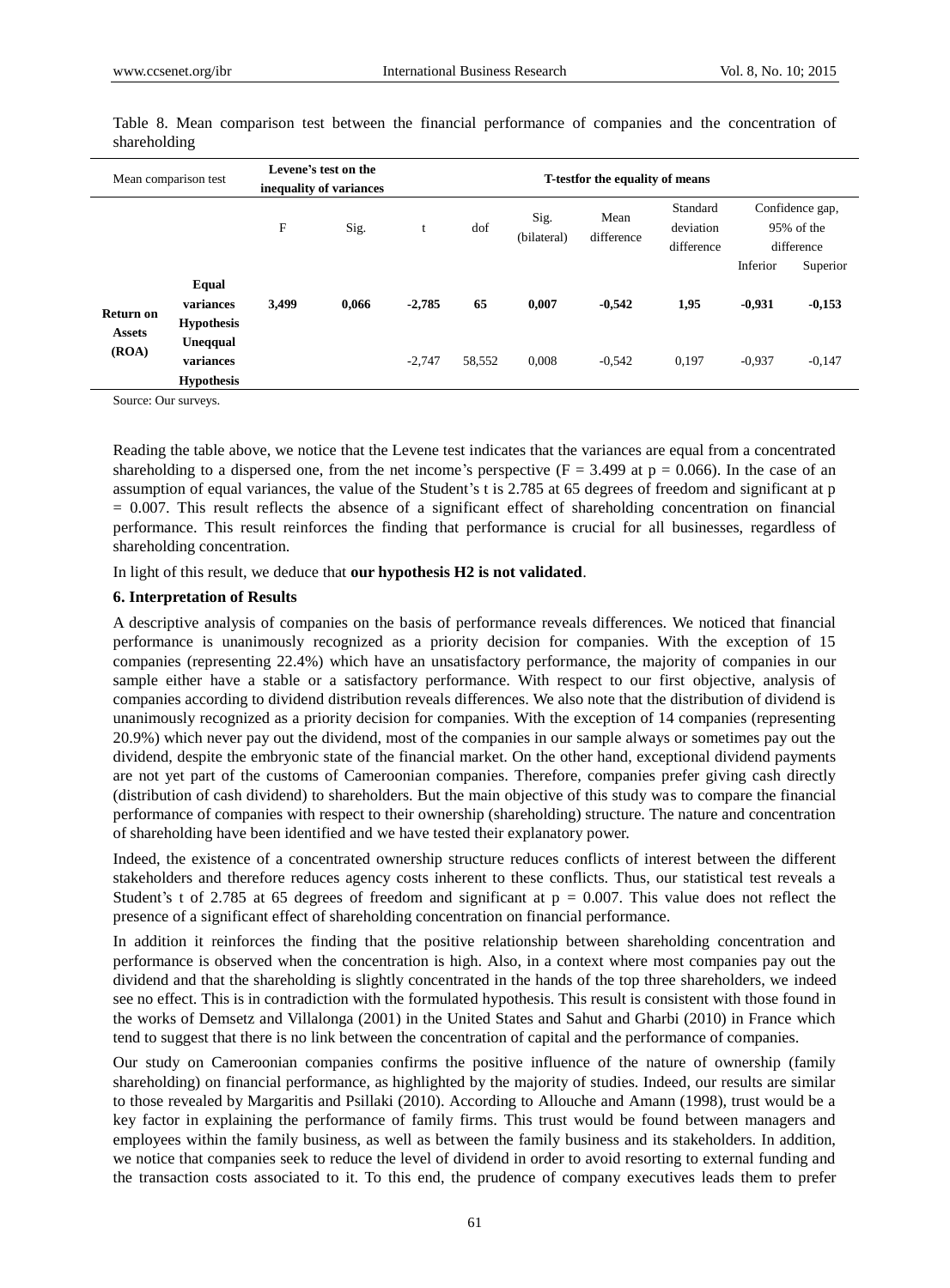Table 8. Mean comparison test between the financial performance of companies and the concentration of shareholding

| Mean comparison test | | Levene's test on the inequality of variances | | T-testfor the equality of means | | | | | | |
|---|---|---|---|---|---|---|---|---|---|---|
| | | F | Sig. | t | dof | Sig. (bilateral) | Mean difference | Standard deviation difference | Confidence gap, 95% of the difference | |
| | | | | | | | | | Inferior | Superior |
| **Return on Assets (ROA)** | **Equal variances Hypothesis** | **3,499** | **0,066** | **-2,785** | **65** | **0,007** | **-0,542** | **1,95** | **-0,931** | **-0,153** |
| | **Uneqqual variances Hypothesis** | | | -2,747 | 58,552 | 0,008 | -0,542 | 0,197 | -0,937 | -0,147 |

Source: Our surveys.

Reading the table above, we notice that the Levene test indicates that the variances are equal from a concentrated shareholding to a dispersed one, from the net income's perspective ($F = 3.499$ at $p = 0.066$). In the case of an assumption of equal variances, the value of the Student's t is 2.785 at 65 degrees of freedom and significant at $p = 0.007$. This result reflects the absence of a significant effect of shareholding concentration on financial performance. This result reinforces the finding that performance is crucial for all businesses, regardless of shareholding concentration.

In light of this result, we deduce that **our hypothesis H2 is not validated**.

### 6. Interpretation of Results

A descriptive analysis of companies on the basis of performance reveals differences. We noticed that financial performance is unanimously recognized as a priority decision for companies. With the exception of 15 companies (representing 22.4%) which have an unsatisfactory performance, the majority of companies in our sample either have a stable or a satisfactory performance. With respect to our first objective, analysis of companies according to dividend distribution reveals differences. We also note that the distribution of dividend is unanimously recognized as a priority decision for companies. With the exception of 14 companies (representing 20.9%) which never pay out the dividend, most of the companies in our sample always or sometimes pay out the dividend, despite the embryonic state of the financial market. On the other hand, exceptional dividend payments are not yet part of the customs of Cameroonian companies. Therefore, companies prefer giving cash directly (distribution of cash dividend) to shareholders. But the main objective of this study was to compare the financial performance of companies with respect to their ownership (shareholding) structure. The nature and concentration of shareholding have been identified and we have tested their explanatory power.

Indeed, the existence of a concentrated ownership structure reduces conflicts of interest between the different stakeholders and therefore reduces agency costs inherent to these conflicts. Thus, our statistical test reveals a Student's t of 2.785 at 65 degrees of freedom and significant at $p = 0.007$. This value does not reflect the presence of a significant effect of shareholding concentration on financial performance.

In addition it reinforces the finding that the positive relationship between shareholding concentration and performance is observed when the concentration is high. Also, in a context where most companies pay out the dividend and that the shareholding is slightly concentrated in the hands of the top three shareholders, we indeed see no effect. This is in contradiction with the formulated hypothesis. This result is consistent with those found in the works of Demsetz and Villalonga (2001) in the United States and Sahut and Gharbi (2010) in France which tend to suggest that there is no link between the concentration of capital and the performance of companies.

Our study on Cameroonian companies confirms the positive influence of the nature of ownership (family shareholding) on financial performance, as highlighted by the majority of studies. Indeed, our results are similar to those revealed by Margaritis and Psillaki (2010). According to Allouche and Amann (1998), trust would be a key factor in explaining the performance of family firms. This trust would be found between managers and employees within the family business, as well as between the family business and its stakeholders. In addition, we notice that companies seek to reduce the level of dividend in order to avoid resorting to external funding and the transaction costs associated to it. To this end, the prudence of company executives leads them to prefer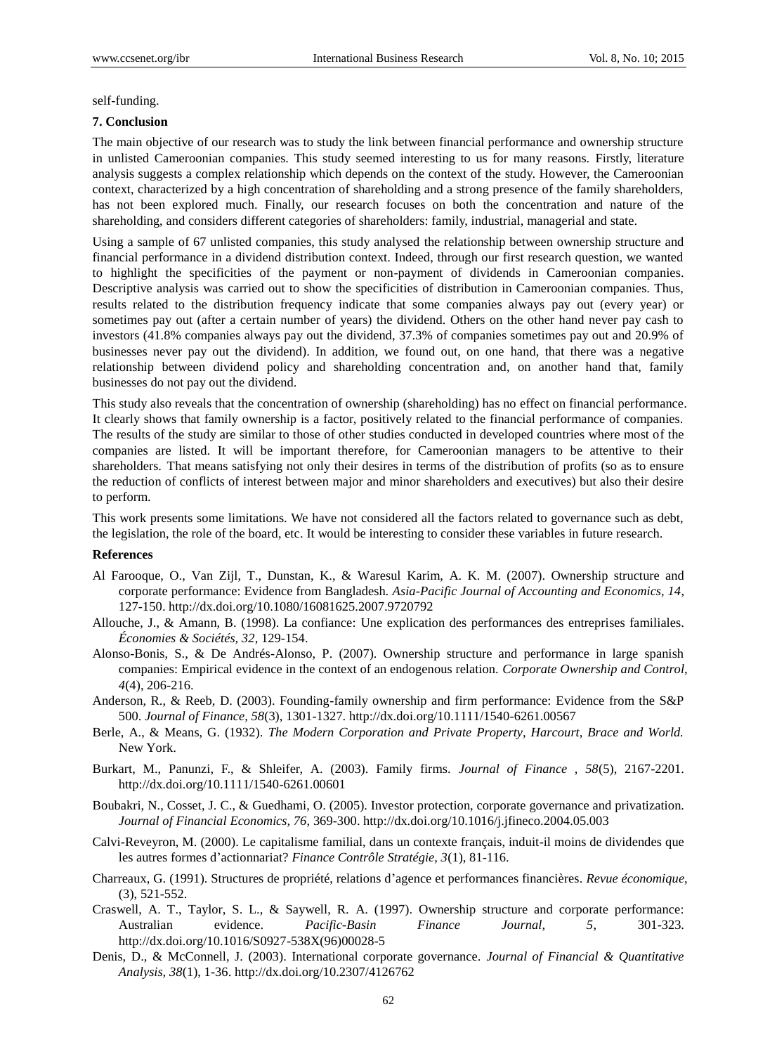self-funding.

## 7. Conclusion

The main objective of our research was to study the link between financial performance and ownership structure in unlisted Cameroonian companies. This study seemed interesting to us for many reasons. Firstly, literature analysis suggests a complex relationship which depends on the context of the study. However, the Cameroonian context, characterized by a high concentration of shareholding and a strong presence of the family shareholders, has not been explored much. Finally, our research focuses on both the concentration and nature of the shareholding, and considers different categories of shareholders: family, industrial, managerial and state.

Using a sample of 67 unlisted companies, this study analysed the relationship between ownership structure and financial performance in a dividend distribution context. Indeed, through our first research question, we wanted to highlight the specificities of the payment or non-payment of dividends in Cameroonian companies. Descriptive analysis was carried out to show the specificities of distribution in Cameroonian companies. Thus, results related to the distribution frequency indicate that some companies always pay out (every year) or sometimes pay out (after a certain number of years) the dividend. Others on the other hand never pay cash to investors (41.8% companies always pay out the dividend, 37.3% of companies sometimes pay out and 20.9% of businesses never pay out the dividend). In addition, we found out, on one hand, that there was a negative relationship between dividend policy and shareholding concentration and, on another hand that, family businesses do not pay out the dividend.

This study also reveals that the concentration of ownership (shareholding) has no effect on financial performance. It clearly shows that family ownership is a factor, positively related to the financial performance of companies. The results of the study are similar to those of other studies conducted in developed countries where most of the companies are listed. It will be important therefore, for Cameroonian managers to be attentive to their shareholders. That means satisfying not only their desires in terms of the distribution of profits (so as to ensure the reduction of conflicts of interest between major and minor shareholders and executives) but also their desire to perform.

This work presents some limitations. We have not considered all the factors related to governance such as debt, the legislation, the role of the board, etc. It would be interesting to consider these variables in future research.

## References

Al Farooque, O., Van Zijl, T., Dunstan, K., & Waresul Karim, A. K. M. (2007). Ownership structure and corporate performance: Evidence from Bangladesh. *Asia-Pacific Journal of Accounting and Economics, 14*, 127-150. http://dx.doi.org/10.1080/16081625.2007.9720792

Allouche, J., & Amann, B. (1998). La confiance: Une explication des performances des entreprises familiales. *Économies & Sociétés, 32*, 129-154.

Alonso-Bonis, S., & De Andrés-Alonso, P. (2007). Ownership structure and performance in large spanish companies: Empirical evidence in the context of an endogenous relation. *Corporate Ownership and Control, 4*(4), 206-216.

Anderson, R., & Reeb, D. (2003). Founding-family ownership and firm performance: Evidence from the S&P 500. *Journal of Finance, 58*(3), 1301-1327. http://dx.doi.org/10.1111/1540-6261.00567

Berle, A., & Means, G. (1932). *The Modern Corporation and Private Property, Harcourt, Brace and World.* New York.

Burkart, M., Panunzi, F., & Shleifer, A. (2003). Family firms. *Journal of Finance , 58*(5), 2167-2201. http://dx.doi.org/10.1111/1540-6261.00601

Boubakri, N., Cosset, J. C., & Guedhami, O. (2005). Investor protection, corporate governance and privatization. *Journal of Financial Economics, 76*, 369-300. http://dx.doi.org/10.1016/j.jfineco.2004.05.003

Calvi-Reveyron, M. (2000). Le capitalisme familial, dans un contexte français, induit-il moins de dividendes que les autres formes d'actionnariat? *Finance Contrôle Stratégie, 3*(1), 81-116.

Charreaux, G. (1991). Structures de propriété, relations d'agence et performances financières. *Revue économique*, (3), 521-552.

Craswell, A. T., Taylor, S. L., & Saywell, R. A. (1997). Ownership structure and corporate performance: Australian evidence. *Pacific-Basin Finance Journal, 5*, 301-323. http://dx.doi.org/10.1016/S0927-538X(96)00028-5

Denis, D., & McConnell, J. (2003). International corporate governance. *Journal of Financial & Quantitative Analysis, 38*(1), 1-36. http://dx.doi.org/10.2307/4126762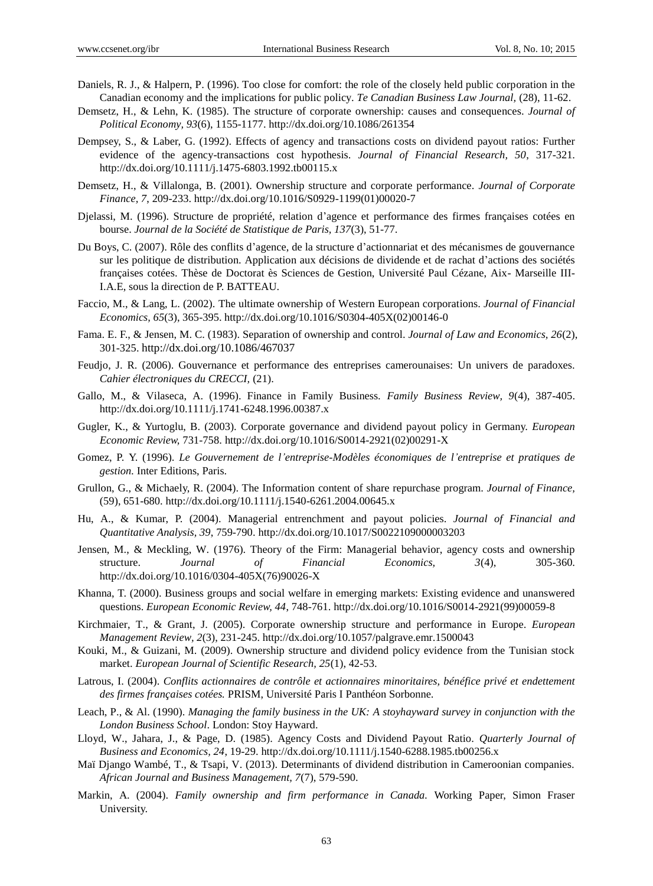Daniels, R. J., & Halpern, P. (1996). Too close for comfort: the role of the closely held public corporation in the Canadian economy and the implications for public policy. *Te Canadian Business Law Journal,* (28), 11-62.

Demsetz, H., & Lehn, K. (1985). The structure of corporate ownership: causes and consequences. *Journal of Political Economy, 93*(6), 1155-1177. http://dx.doi.org/10.1086/261354

Dempsey, S., & Laber, G. (1992). Effects of agency and transactions costs on dividend payout ratios: Further evidence of the agency-transactions cost hypothesis. *Journal of Financial Research, 50*, 317-321. http://dx.doi.org/10.1111/j.1475-6803.1992.tb00115.x

Demsetz, H., & Villalonga, B. (2001). Ownership structure and corporate performance. *Journal of Corporate Finance, 7,* 209-233. http://dx.doi.org/10.1016/S0929-1199(01)00020-7

Djelassi, M. (1996). Structure de propriété, relation d'agence et performance des firmes françaises cotées en bourse. *Journal de la Société de Statistique de Paris, 137*(3), 51-77.

Du Boys, C. (2007). Rôle des conflits d'agence, de la structure d'actionnariat et des mécanismes de gouvernance sur les politique de distribution. Application aux décisions de dividende et de rachat d'actions des sociétés françaises cotées. Thèse de Doctorat ès Sciences de Gestion, Université Paul Cézane, Aix- Marseille III-I.A.E, sous la direction de P. BATTEAU.

Faccio, M., & Lang, L. (2002). The ultimate ownership of Western European corporations. *Journal of Financial Economics, 65*(3), 365-395. http://dx.doi.org/10.1016/S0304-405X(02)00146-0

Fama. E. F., & Jensen, M. C. (1983). Separation of ownership and control. *Journal of Law and Economics, 26*(2), 301-325. http://dx.doi.org/10.1086/467037

Feudjo, J. R. (2006). Gouvernance et performance des entreprises camerounaises: Un univers de paradoxes. *Cahier électroniques du CRECCI,* (21).

Gallo, M., & Vilaseca, A. (1996). Finance in Family Business. *Family Business Review, 9*(4), 387-405. http://dx.doi.org/10.1111/j.1741-6248.1996.00387.x

Gugler, K., & Yurtoglu, B. (2003). Corporate governance and dividend payout policy in Germany. *European Economic Review,* 731-758. http://dx.doi.org/10.1016/S0014-2921(02)00291-X

Gomez, P. Y. (1996). *Le Gouvernement de l'entreprise-Modèles économiques de l'entreprise et pratiques de gestion.* Inter Editions, Paris.

Grullon, G., & Michaely, R. (2004). The Information content of share repurchase program. *Journal of Finance,* (59), 651-680. http://dx.doi.org/10.1111/j.1540-6261.2004.00645.x

Hu, A., & Kumar, P. (2004). Managerial entrenchment and payout policies. *Journal of Financial and Quantitative Analysis, 39*, 759-790. http://dx.doi.org/10.1017/S0022109000003203

Jensen, M., & Meckling, W. (1976). Theory of the Firm: Managerial behavior, agency costs and ownership structure. *Journal of Financial Economics, 3*(4), 305-360. http://dx.doi.org/10.1016/0304-405X(76)90026-X

Khanna, T. (2000). Business groups and social welfare in emerging markets: Existing evidence and unanswered questions. *European Economic Review, 44*, 748-761. http://dx.doi.org/10.1016/S0014-2921(99)00059-8

Kirchmaier, T., & Grant, J. (2005). Corporate ownership structure and performance in Europe. *European Management Review, 2*(3), 231-245. http://dx.doi.org/10.1057/palgrave.emr.1500043

Kouki, M., & Guizani, M. (2009). Ownership structure and dividend policy evidence from the Tunisian stock market. *European Journal of Scientific Research, 25*(1), 42-53.

Latrous, I. (2004). *Conflits actionnaires de contrôle et actionnaires minoritaires, bénéfice privé et endettement des firmes françaises cotées.* PRISM, Université Paris I Panthéon Sorbonne.

Leach, P., & Al. (1990). *Managing the family business in the UK: A stoyhayward survey in conjunction with the London Business School*. London: Stoy Hayward.

Lloyd, W., Jahara, J., & Page, D. (1985). Agency Costs and Dividend Payout Ratio. *Quarterly Journal of Business and Economics, 24*, 19-29. http://dx.doi.org/10.1111/j.1540-6288.1985.tb00256.x

Maï Django Wambé, T., & Tsapi, V. (2013). Determinants of dividend distribution in Cameroonian companies. *African Journal and Business Management, 7*(7), 579-590.

Markin, A. (2004). *Family ownership and firm performance in Canada.* Working Paper, Simon Fraser University.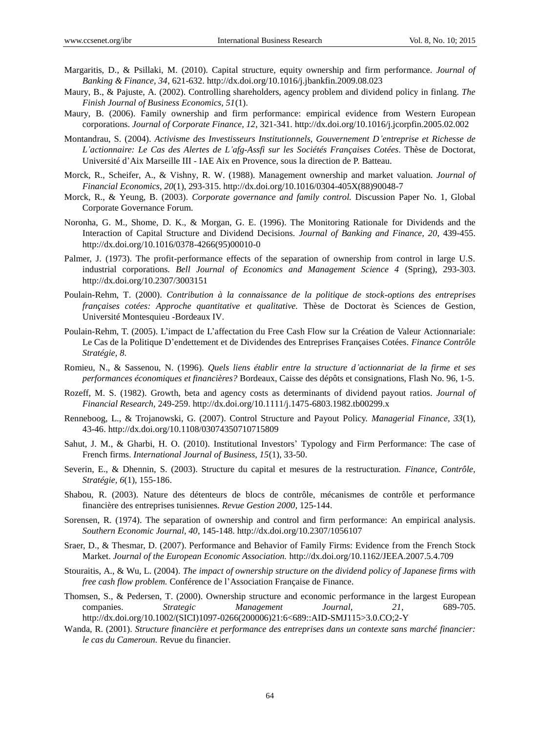Margaritis, D., & Psillaki, M. (2010). Capital structure, equity ownership and firm performance. *Journal of Banking & Finance, 34*, 621-632. http://dx.doi.org/10.1016/j.jbankfin.2009.08.023

Maury, B., & Pajuste, A. (2002). Controlling shareholders, agency problem and dividend policy in finlang. *The Finish Journal of Business Economics, 51*(1).

Maury, B. (2006). Family ownership and firm performance: empirical evidence from Western European corporations. *Journal of Corporate Finance, 12*, 321-341. http://dx.doi.org/10.1016/j.jcorpfin.2005.02.002

Montandrau, S. (2004). *Activisme des Investisseurs Institutionnels, Gouvernement D'entreprise et Richesse de L'actionnaire: Le Cas des Alertes de L'afg-Assfi sur les Sociétés Françaises Cotées*. Thèse de Doctorat, Université d'Aix Marseille III - IAE Aix en Provence, sous la direction de P. Batteau.

Morck, R., Scheifer, A., & Vishny, R. W. (1988). Management ownership and market valuation. *Journal of Financial Economics, 20*(1), 293-315. http://dx.doi.org/10.1016/0304-405X(88)90048-7

Morck, R., & Yeung, B. (2003). *Corporate governance and family control.* Discussion Paper No. 1, Global Corporate Governance Forum.

Noronha, G. M., Shome, D. K., & Morgan, G. E. (1996). The Monitoring Rationale for Dividends and the Interaction of Capital Structure and Dividend Decisions. *Journal of Banking and Finance, 20*, 439-455. http://dx.doi.org/10.1016/0378-4266(95)00010-0

Palmer, J. (1973). The profit-performance effects of the separation of ownership from control in large U.S. industrial corporations. *Bell Journal of Economics and Management Science 4* (Spring), 293-303. http://dx.doi.org/10.2307/3003151

Poulain-Rehm, T. (2000). *Contribution à la connaissance de la politique de stock-options des entreprises françaises cotées: Approche quantitative et qualitative.* Thèse de Doctorat ès Sciences de Gestion, Université Montesquieu -Bordeaux IV.

Poulain-Rehm, T. (2005). L'impact de L'affectation du Free Cash Flow sur la Création de Valeur Actionnariale: Le Cas de la Politique D'endettement et de Dividendes des Entreprises Françaises Cotées. *Finance Contrôle Stratégie, 8*.

Romieu, N., & Sassenou, N. (1996). *Quels liens établir entre la structure d'actionnariat de la firme et ses performances économiques et financières?* Bordeaux, Caisse des dépôts et consignations, Flash No. 96, 1-5.

Rozeff, M. S. (1982). Growth, beta and agency costs as determinants of dividend payout ratios. *Journal of Financial Research*, 249-259. http://dx.doi.org/10.1111/j.1475-6803.1982.tb00299.x

Renneboog, L., & Trojanowski, G. (2007). Control Structure and Payout Policy. *Managerial Finance, 33*(1), 43-46. http://dx.doi.org/10.1108/03074350710715809

Sahut, J. M., & Gharbi, H. O. (2010). Institutional Investors' Typology and Firm Performance: The case of French firms. *International Journal of Business, 15*(1), 33-50.

Severin, E., & Dhennin, S. (2003). Structure du capital et mesures de la restructuration. *Finance, Contrôle, Stratégie, 6*(1), 155-186.

Shabou, R. (2003). Nature des détenteurs de blocs de contrôle, mécanismes de contrôle et performance financière des entreprises tunisiennes. *Revue Gestion 2000*, 125-144.

Sorensen, R. (1974). The separation of ownership and control and firm performance: An empirical analysis. *Southern Economic Journal, 40*, 145-148. http://dx.doi.org/10.2307/1056107

Sraer, D., & Thesmar, D. (2007). Performance and Behavior of Family Firms: Evidence from the French Stock Market. *Journal of the European Economic Association.* http://dx.doi.org/10.1162/JEEA.2007.5.4.709

Stouraitis, A., & Wu, L. (2004). *The impact of ownership structure on the dividend policy of Japanese firms with free cash flow problem.* Conférence de l'Association Française de Finance.

Thomsen, S., & Pedersen, T. (2000). Ownership structure and economic performance in the largest European companies. *Strategic Management Journal, 21*, 689-705. http://dx.doi.org/10.1002/(SICI)1097-0266(200006)21:6<689::AID-SMJ115>3.0.CO;2-Y

Wanda, R. (2001). *Structure financière et performance des entreprises dans un contexte sans marché financier: le cas du Cameroun.* Revue du financier.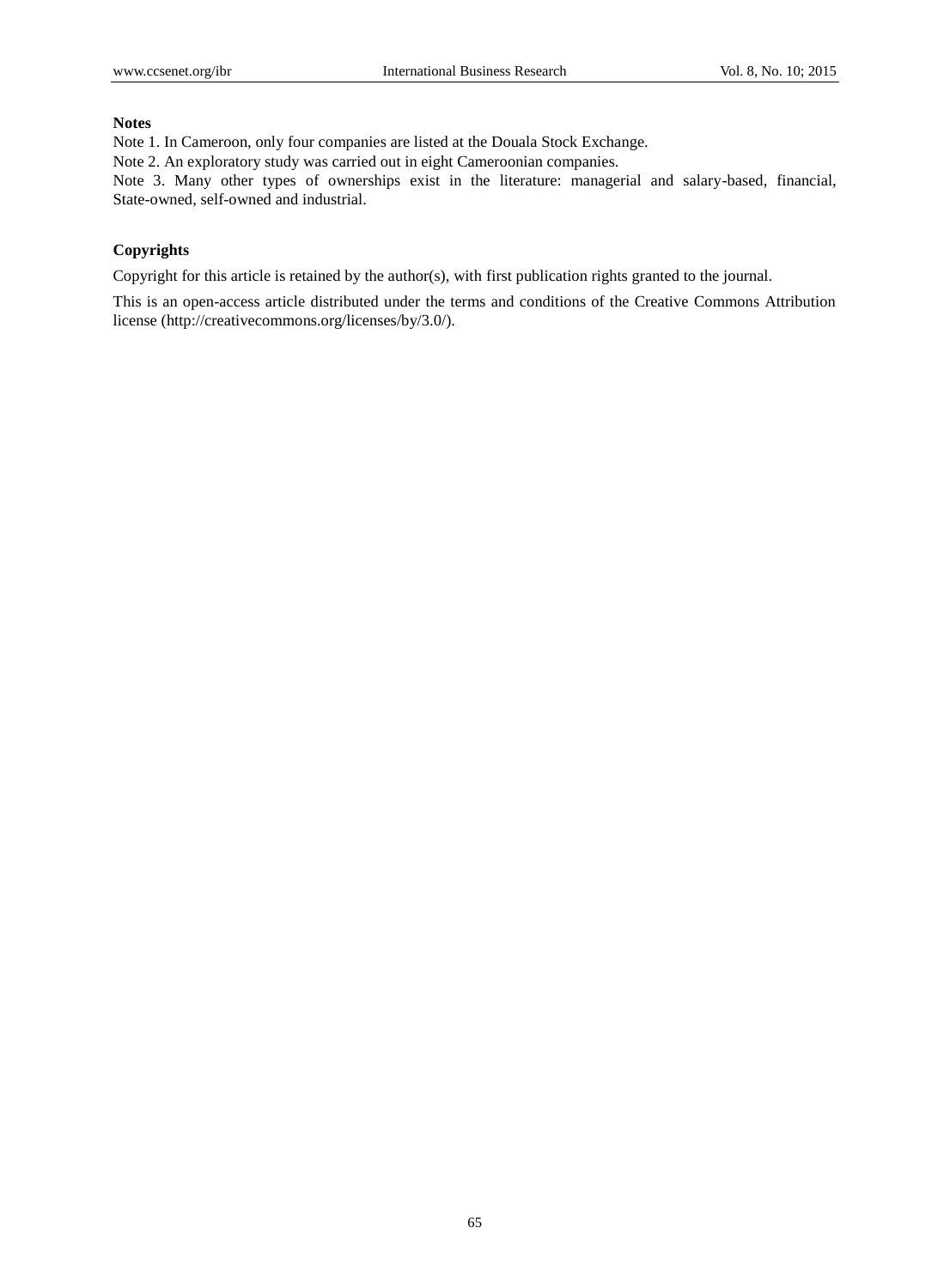**Notes**

Note 1. In Cameroon, only four companies are listed at the Douala Stock Exchange.

Note 2. An exploratory study was carried out in eight Cameroonian companies.

Note 3. Many other types of ownerships exist in the literature: managerial and salary-based, financial, State-owned, self-owned and industrial.

**Copyrights**

Copyright for this article is retained by the author(s), with first publication rights granted to the journal.

This is an open-access article distributed under the terms and conditions of the Creative Commons Attribution license (http://creativecommons.org/licenses/by/3.0/).